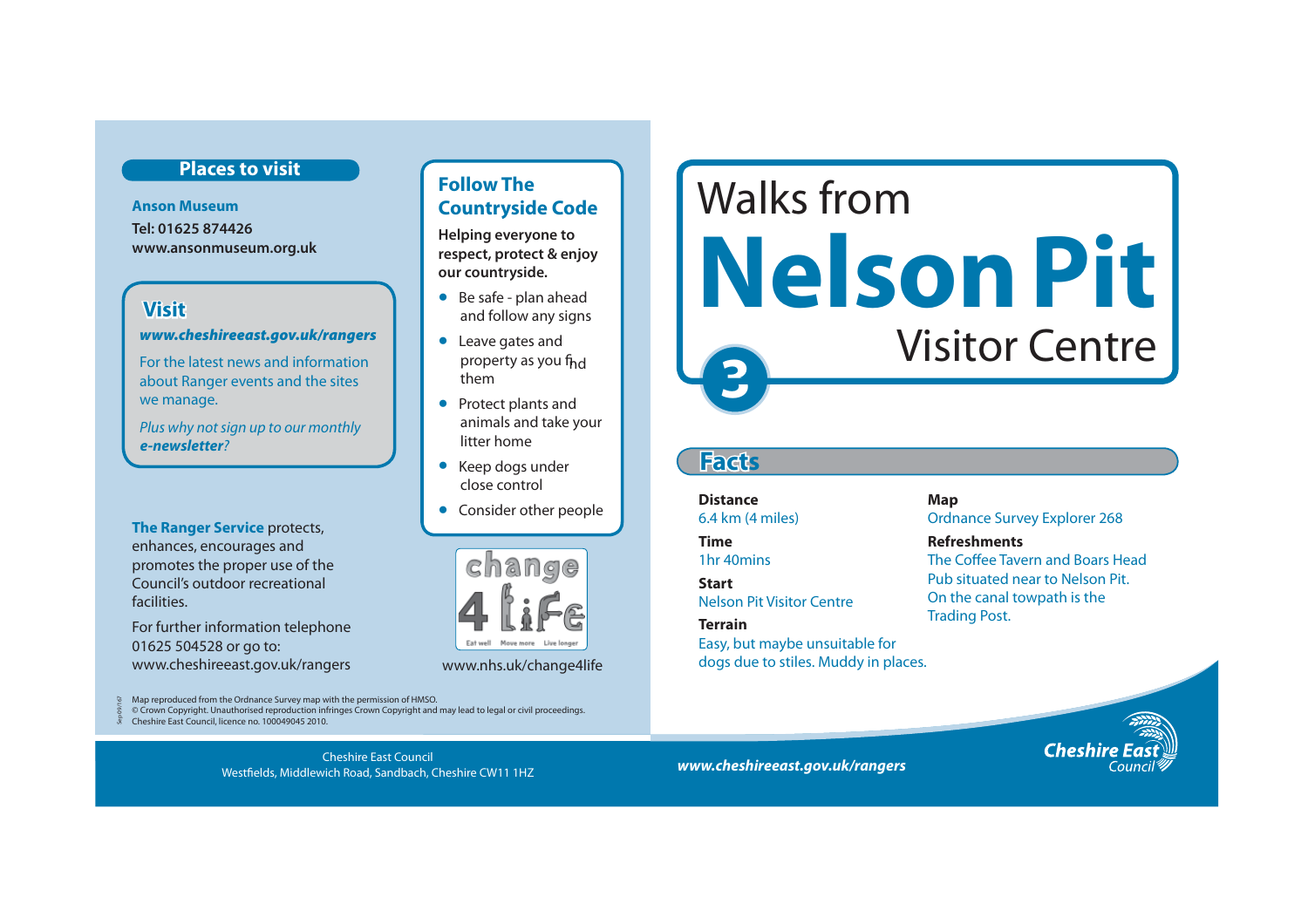## Places to visit

**Anson Museum**
**Tel: 01625 874426**
**www.ansonmuseum.org.uk**

## Visit

***www.cheshireeast.gov.uk/rangers***

For the latest news and information about Ranger events and the sites we manage.

*Plus why not sign up to our monthly* ***e-newsletter****?*

**The Ranger Service** protects, enhances, encourages and promotes the proper use of the Council's outdoor recreational facilities.

For further information telephone 01625 504528 or go to: www.cheshireeast.gov.uk/rangers

## Follow The Countryside Code

**Helping everyone to respect, protect & enjoy our countryside.**

- Be safe - plan ahead and follow any signs
- Leave gates and property as you find them
- Protect plants and animals and take your litter home
- Keep dogs under close control
- Consider other people

change 4 Life — Eat well, Move more, Live longer

www.nhs.uk/change4life

Map reproduced from the Ordnance Survey map with the permission of HMSO.
© Crown Copyright. Unauthorised reproduction infringes Crown Copyright and may lead to legal or civil proceedings.
Cheshire East Council, licence no. 100049045 2010.

Cheshire East Council
Westfields, Middlewich Road, Sandbach, Cheshire CW11 1HZ

# Walks from Nelson Pit Visitor Centre

3

## Facts

**Distance**
6.4 km (4 miles)

**Time**
1hr 40mins

**Start**
Nelson Pit Visitor Centre

**Terrain**
Easy, but maybe unsuitable for dogs due to stiles. Muddy in places.

**Map**
Ordnance Survey Explorer 268

**Refreshments**
The Coffee Tavern and Boars Head Pub situated near to Nelson Pit. On the canal towpath is the Trading Post.

***www.cheshireeast.gov.uk/rangers***

Cheshire East Council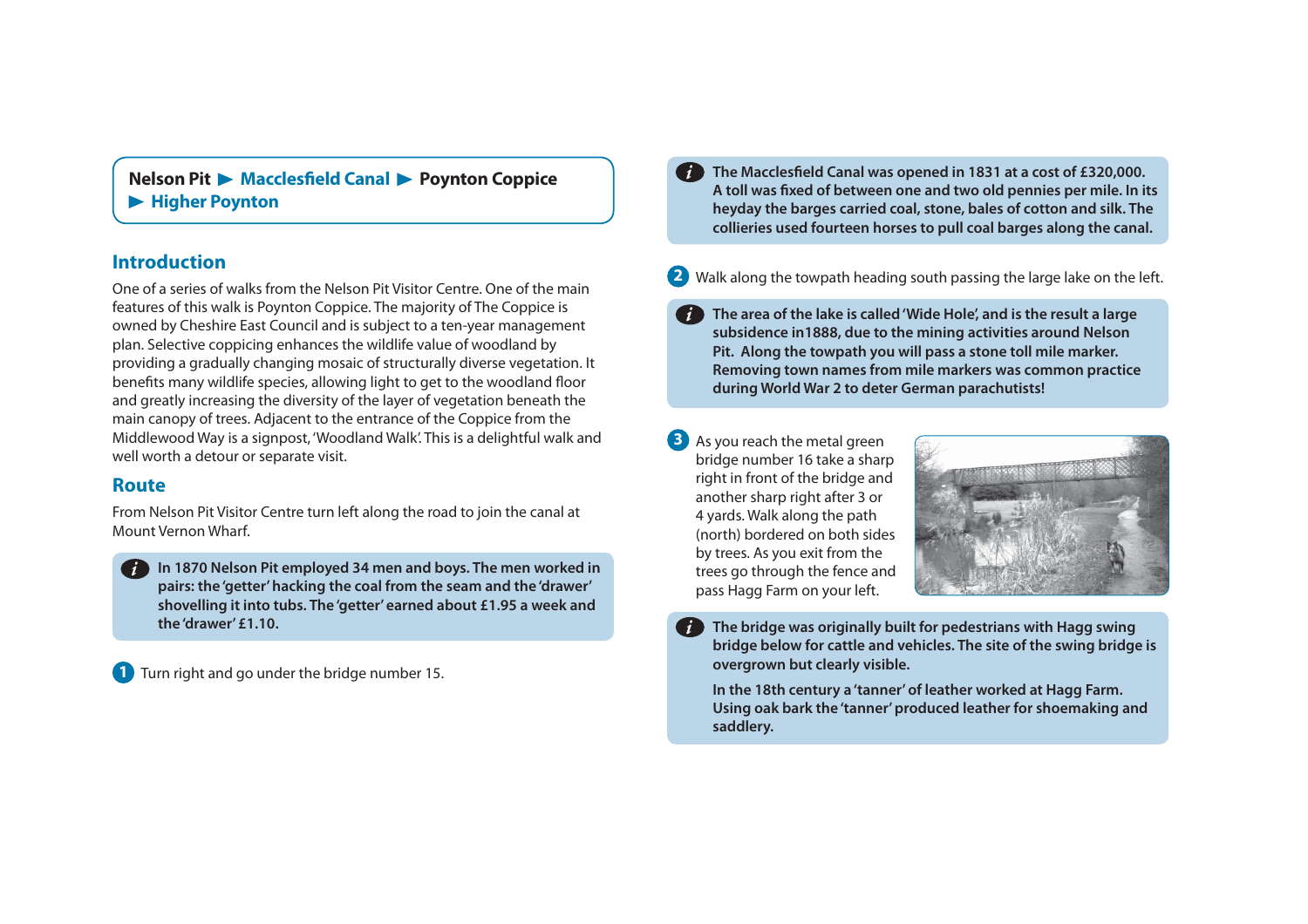**Nelson Pit ▶ Macclesfield Canal ▶ Poynton Coppice ▶ Higher Poynton**

## Introduction

One of a series of walks from the Nelson Pit Visitor Centre. One of the main features of this walk is Poynton Coppice. The majority of The Coppice is owned by Cheshire East Council and is subject to a ten-year management plan. Selective coppicing enhances the wildlife value of woodland by providing a gradually changing mosaic of structurally diverse vegetation. It benefits many wildlife species, allowing light to get to the woodland floor and greatly increasing the diversity of the layer of vegetation beneath the main canopy of trees. Adjacent to the entrance of the Coppice from the Middlewood Way is a signpost, 'Woodland Walk'. This is a delightful walk and well worth a detour or separate visit.

## Route

From Nelson Pit Visitor Centre turn left along the road to join the canal at Mount Vernon Wharf.

> **In 1870 Nelson Pit employed 34 men and boys. The men worked in pairs: the 'getter' hacking the coal from the seam and the 'drawer' shovelling it into tubs. The 'getter' earned about £1.95 a week and the 'drawer' £1.10.**

**1** Turn right and go under the bridge number 15.

> **The Macclesfield Canal was opened in 1831 at a cost of £320,000. A toll was fixed of between one and two old pennies per mile. In its heyday the barges carried coal, stone, bales of cotton and silk. The collieries used fourteen horses to pull coal barges along the canal.**

**2** Walk along the towpath heading south passing the large lake on the left.

> **The area of the lake is called 'Wide Hole', and is the result a large subsidence in1888, due to the mining activities around Nelson Pit. Along the towpath you will pass a stone toll mile marker. Removing town names from mile markers was common practice during World War 2 to deter German parachutists!**

**3** As you reach the metal green bridge number 16 take a sharp right in front of the bridge and another sharp right after 3 or 4 yards. Walk along the path (north) bordered on both sides by trees. As you exit from the trees go through the fence and pass Hagg Farm on your left.

> **The bridge was originally built for pedestrians with Hagg swing bridge below for cattle and vehicles. The site of the swing bridge is overgrown but clearly visible.**
>
> **In the 18th century a 'tanner' of leather worked at Hagg Farm. Using oak bark the 'tanner' produced leather for shoemaking and saddlery.**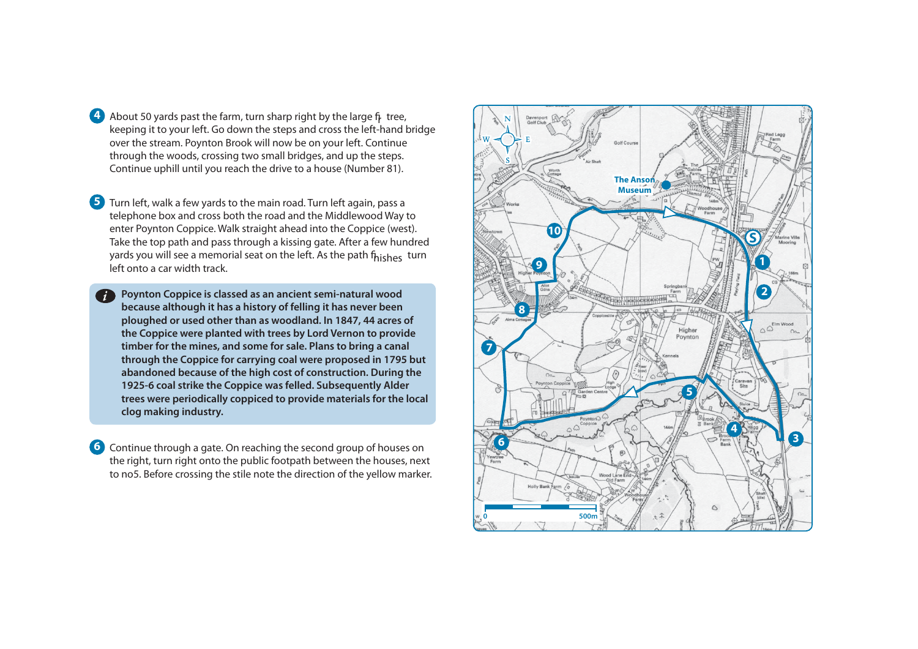**4** About 50 yards past the farm, turn sharp right by the large fir tree, keeping it to your left. Go down the steps and cross the left-hand bridge over the stream. Poynton Brook will now be on your left. Continue through the woods, crossing two small bridges, and up the steps. Continue uphill until you reach the drive to a house (Number 81).

**5** Turn left, walk a few yards to the main road. Turn left again, pass a telephone box and cross both the road and the Middlewood Way to enter Poynton Coppice. Walk straight ahead into the Coppice (west). Take the top path and pass through a kissing gate. After a few hundred yards you will see a memorial seat on the left. As the path finishes turn left onto a car width track.

> **Poynton Coppice is classed as an ancient semi-natural wood because although it has a history of felling it has never been ploughed or used other than as woodland. In 1847, 44 acres of the Coppice were planted with trees by Lord Vernon to provide timber for the mines, and some for sale. Plans to bring a canal through the Coppice for carrying coal were proposed in 1795 but abandoned because of the high cost of construction. During the 1925-6 coal strike the Coppice was felled. Subsequently Alder trees were periodically coppiced to provide materials for the local clog making industry.**

**6** Continue through a gate. On reaching the second group of houses on the right, turn right onto the public footpath between the houses, next to no5. Before crossing the stile note the direction of the yellow marker.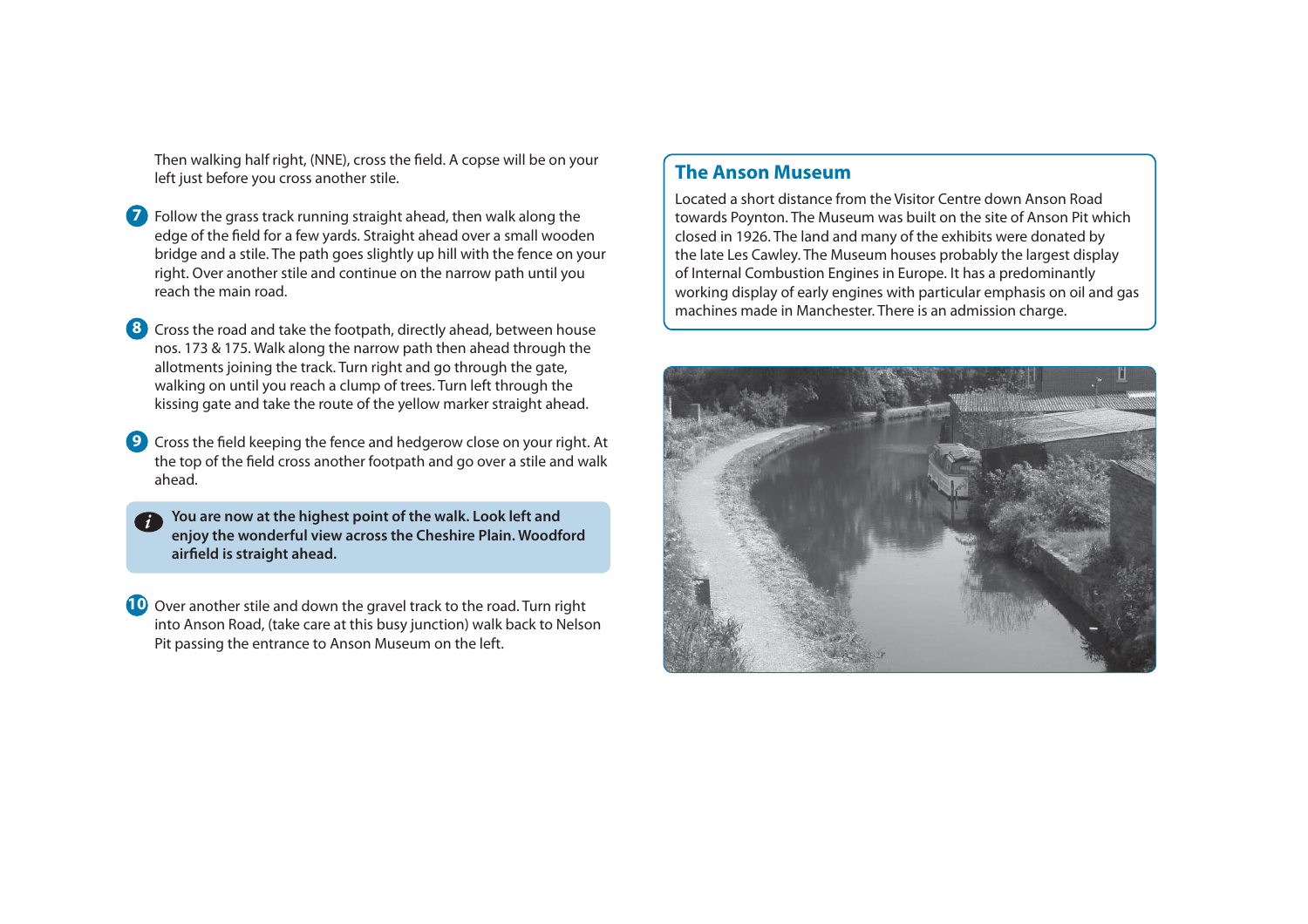Then walking half right, (NNE), cross the field. A copse will be on your left just before you cross another stile.

7. Follow the grass track running straight ahead, then walk along the edge of the field for a few yards. Straight ahead over a small wooden bridge and a stile. The path goes slightly up hill with the fence on your right. Over another stile and continue on the narrow path until you reach the main road.

8. Cross the road and take the footpath, directly ahead, between house nos. 173 & 175. Walk along the narrow path then ahead through the allotments joining the track. Turn right and go through the gate, walking on until you reach a clump of trees. Turn left through the kissing gate and take the route of the yellow marker straight ahead.

9. Cross the field keeping the fence and hedgerow close on your right. At the top of the field cross another footpath and go over a stile and walk ahead.

**You are now at the highest point of the walk. Look left and enjoy the wonderful view across the Cheshire Plain. Woodford airfield is straight ahead.**

10. Over another stile and down the gravel track to the road. Turn right into Anson Road, (take care at this busy junction) walk back to Nelson Pit passing the entrance to Anson Museum on the left.

## The Anson Museum

Located a short distance from the Visitor Centre down Anson Road towards Poynton. The Museum was built on the site of Anson Pit which closed in 1926. The land and many of the exhibits were donated by the late Les Cawley. The Museum houses probably the largest display of Internal Combustion Engines in Europe. It has a predominantly working display of early engines with particular emphasis on oil and gas machines made in Manchester. There is an admission charge.